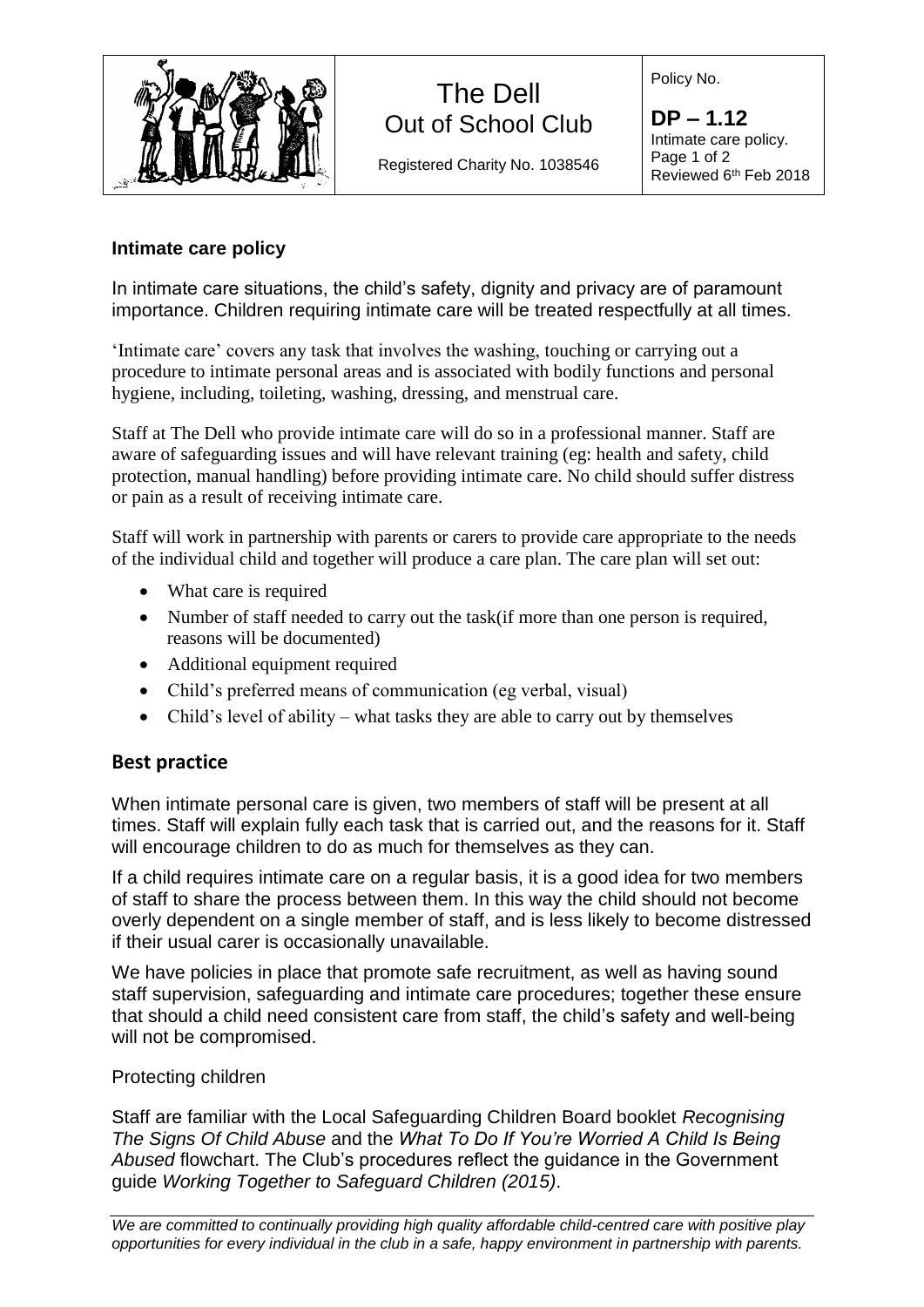| The Dell Out of School Club | Policy No. |
|---|---|
| Registered Charity No. 1038546 | **DP – 1.12** Intimate care policy. Page 1 of 2 Reviewed 6th Feb 2018 |

### Intimate care policy

In intimate care situations, the child's safety, dignity and privacy are of paramount importance. Children requiring intimate care will be treated respectfully at all times.

'Intimate care' covers any task that involves the washing, touching or carrying out a procedure to intimate personal areas and is associated with bodily functions and personal hygiene, including, toileting, washing, dressing, and menstrual care.

Staff at The Dell who provide intimate care will do so in a professional manner. Staff are aware of safeguarding issues and will have relevant training (eg: health and safety, child protection, manual handling) before providing intimate care. No child should suffer distress or pain as a result of receiving intimate care.

Staff will work in partnership with parents or carers to provide care appropriate to the needs of the individual child and together will produce a care plan. The care plan will set out:

- What care is required
- Number of staff needed to carry out the task(if more than one person is required, reasons will be documented)
- Additional equipment required
- Child's preferred means of communication (eg verbal, visual)
- Child's level of ability – what tasks they are able to carry out by themselves

## Best practice

When intimate personal care is given, two members of staff will be present at all times. Staff will explain fully each task that is carried out, and the reasons for it. Staff will encourage children to do as much for themselves as they can.

If a child requires intimate care on a regular basis, it is a good idea for two members of staff to share the process between them. In this way the child should not become overly dependent on a single member of staff, and is less likely to become distressed if their usual carer is occasionally unavailable.

We have policies in place that promote safe recruitment, as well as having sound staff supervision, safeguarding and intimate care procedures; together these ensure that should a child need consistent care from staff, the child's safety and well-being will not be compromised.

Protecting children

Staff are familiar with the Local Safeguarding Children Board booklet *Recognising The Signs Of Child Abuse* and the *What To Do If You're Worried A Child Is Being Abused* flowchart. The Club's procedures reflect the guidance in the Government guide *Working Together to Safeguard Children (2015)*.

*We are committed to continually providing high quality affordable child-centred care with positive play opportunities for every individual in the club in a safe, happy environment in partnership with parents.*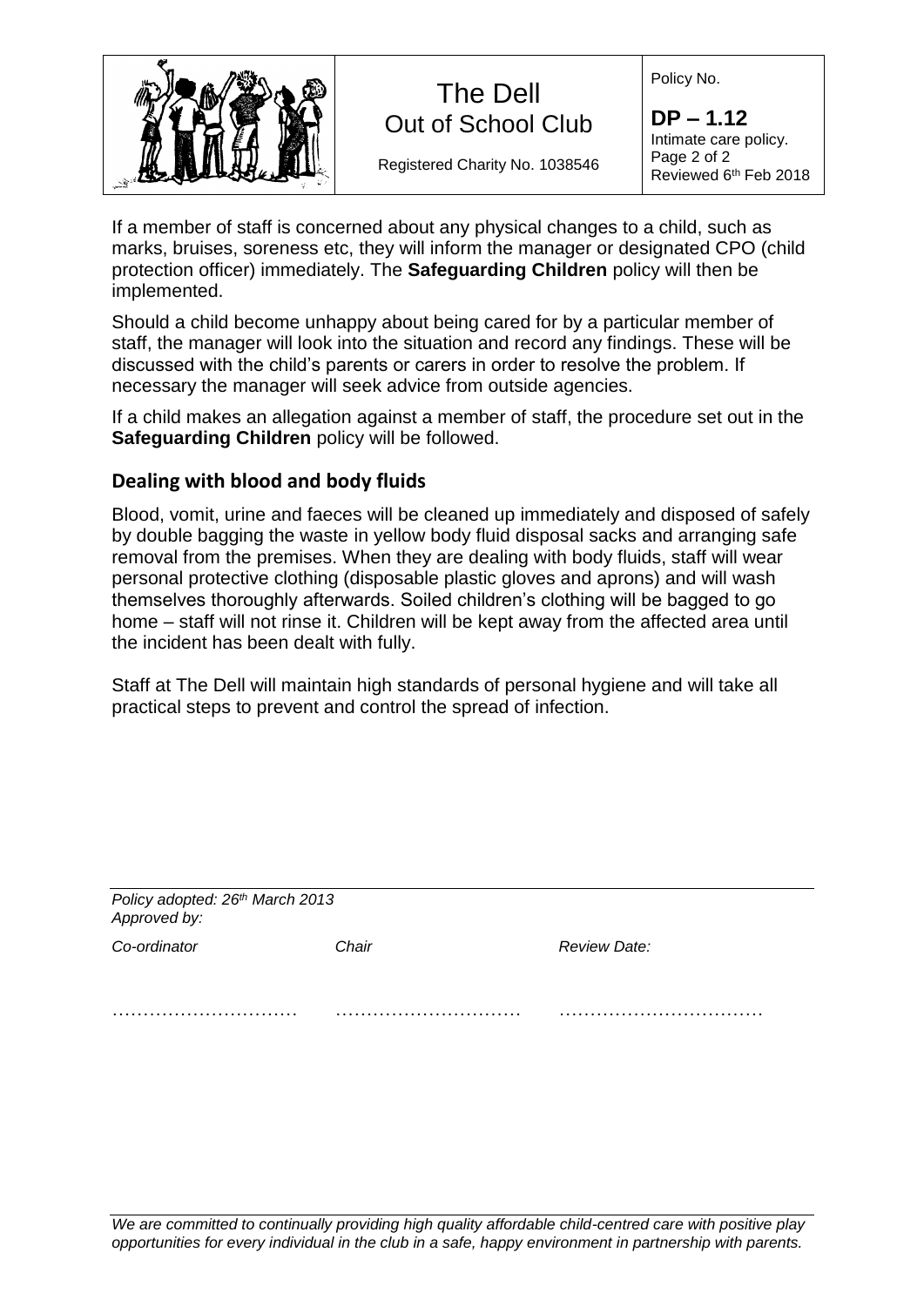If a member of staff is concerned about any physical changes to a child, such as marks, bruises, soreness etc, they will inform the manager or designated CPO (child protection officer) immediately. The **Safeguarding Children** policy will then be implemented.

Should a child become unhappy about being cared for by a particular member of staff, the manager will look into the situation and record any findings. These will be discussed with the child's parents or carers in order to resolve the problem. If necessary the manager will seek advice from outside agencies.

If a child makes an allegation against a member of staff, the procedure set out in the **Safeguarding Children** policy will be followed.

## Dealing with blood and body fluids

Blood, vomit, urine and faeces will be cleaned up immediately and disposed of safely by double bagging the waste in yellow body fluid disposal sacks and arranging safe removal from the premises. When they are dealing with body fluids, staff will wear personal protective clothing (disposable plastic gloves and aprons) and will wash themselves thoroughly afterwards. Soiled children's clothing will be bagged to go home – staff will not rinse it. Children will be kept away from the affected area until the incident has been dealt with fully.

Staff at The Dell will maintain high standards of personal hygiene and will take all practical steps to prevent and control the spread of infection.

*Policy adopted: 26th March 2013*
*Approved by:*

| *Co-ordinator* | *Chair* | *Review Date:* |
| --- | --- | --- |
| ………………………… | ………………………… | …………………………… |

*We are committed to continually providing high quality affordable child-centred care with positive play opportunities for every individual in the club in a safe, happy environment in partnership with parents.*